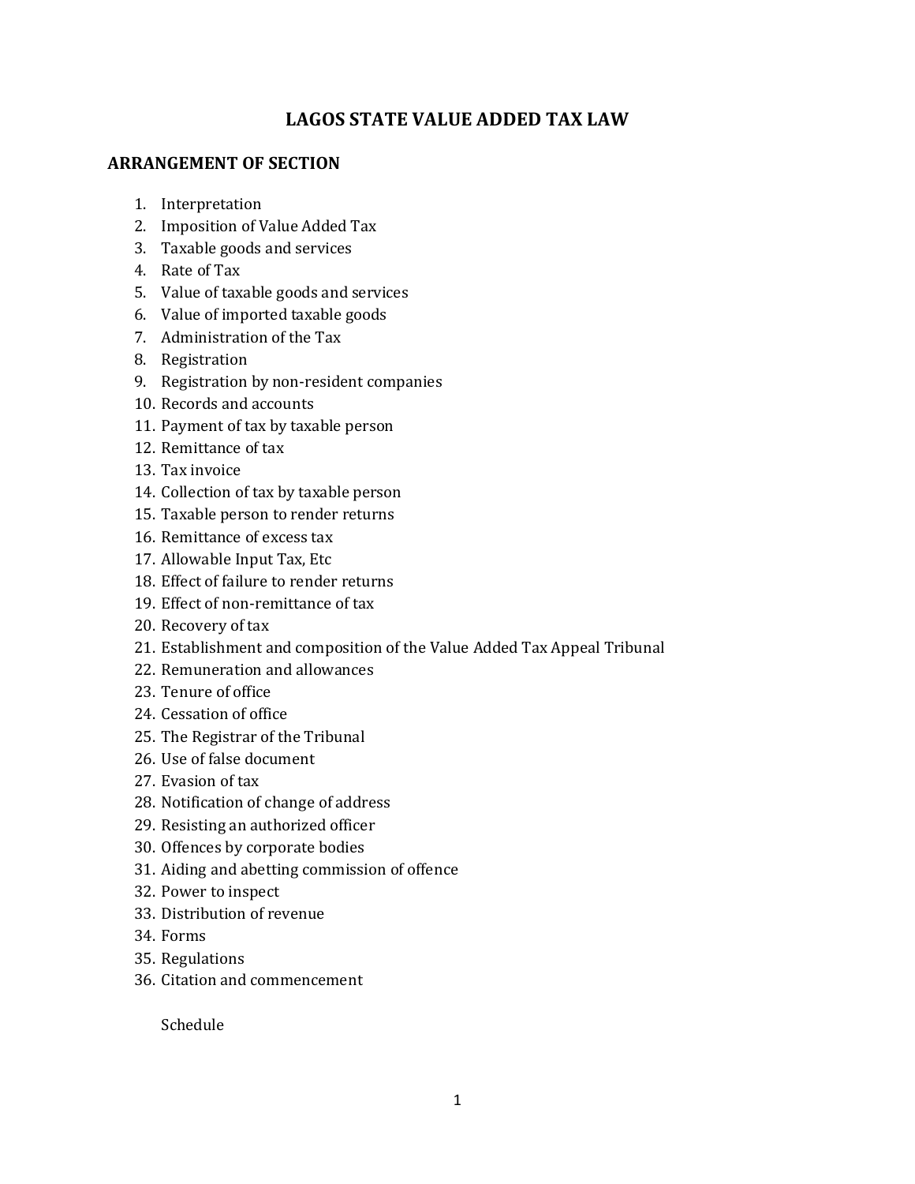# LAGOS STATE VALUE ADDED TAX LAW

## ARRANGEMENT OF SECTION

1. Interpretation
2. Imposition of Value Added Tax
3. Taxable goods and services
4. Rate of Tax
5. Value of taxable goods and services
6. Value of imported taxable goods
7. Administration of the Tax
8. Registration
9. Registration by non-resident companies
10. Records and accounts
11. Payment of tax by taxable person
12. Remittance of tax
13. Tax invoice
14. Collection of tax by taxable person
15. Taxable person to render returns
16. Remittance of excess tax
17. Allowable Input Tax, Etc
18. Effect of failure to render returns
19. Effect of non-remittance of tax
20. Recovery of tax
21. Establishment and composition of the Value Added Tax Appeal Tribunal
22. Remuneration and allowances
23. Tenure of office
24. Cessation of office
25. The Registrar of the Tribunal
26. Use of false document
27. Evasion of tax
28. Notification of change of address
29. Resisting an authorized officer
30. Offences by corporate bodies
31. Aiding and abetting commission of offence
32. Power to inspect
33. Distribution of revenue
34. Forms
35. Regulations
36. Citation and commencement

Schedule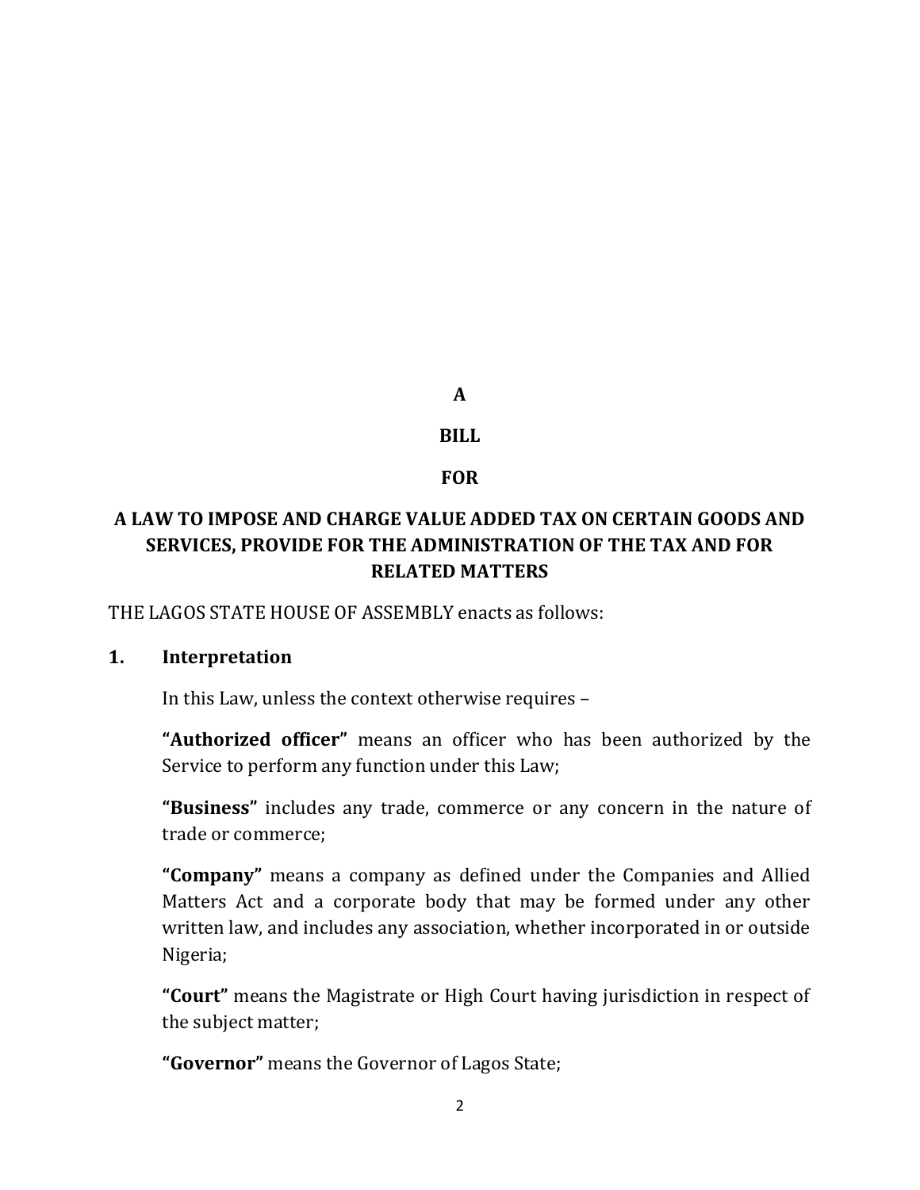**A**

**BILL**

**FOR**

**A LAW TO IMPOSE AND CHARGE VALUE ADDED TAX ON CERTAIN GOODS AND SERVICES, PROVIDE FOR THE ADMINISTRATION OF THE TAX AND FOR RELATED MATTERS**

THE LAGOS STATE HOUSE OF ASSEMBLY enacts as follows:

## 1. Interpretation

In this Law, unless the context otherwise requires –

**"Authorized officer"** means an officer who has been authorized by the Service to perform any function under this Law;

**"Business"** includes any trade, commerce or any concern in the nature of trade or commerce;

**"Company"** means a company as defined under the Companies and Allied Matters Act and a corporate body that may be formed under any other written law, and includes any association, whether incorporated in or outside Nigeria;

**"Court"** means the Magistrate or High Court having jurisdiction in respect of the subject matter;

**"Governor"** means the Governor of Lagos State;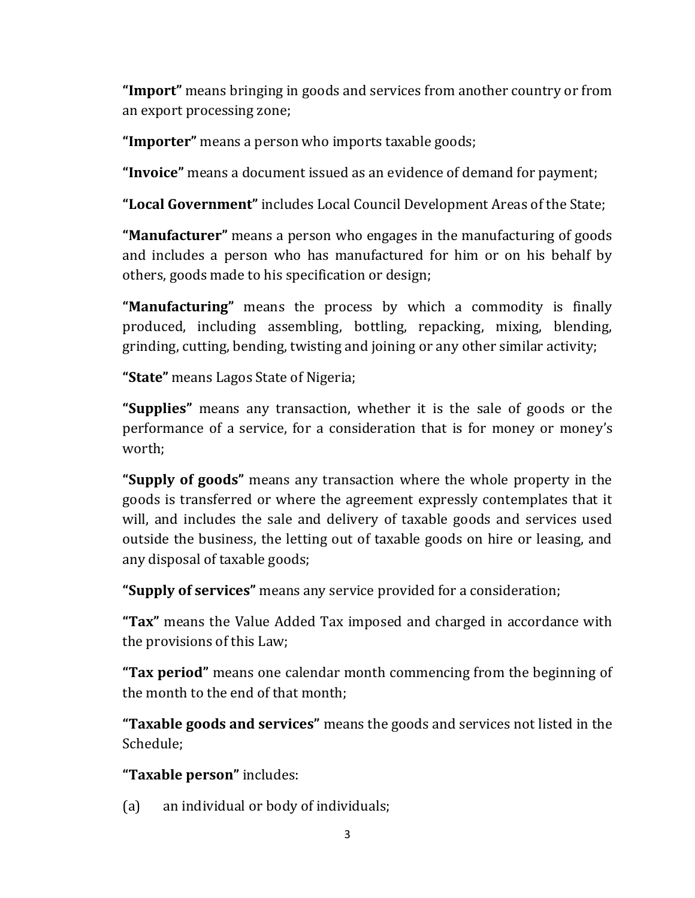**"Import"** means bringing in goods and services from another country or from an export processing zone;

**"Importer"** means a person who imports taxable goods;

**"Invoice"** means a document issued as an evidence of demand for payment;

**"Local Government"** includes Local Council Development Areas of the State;

**"Manufacturer"** means a person who engages in the manufacturing of goods and includes a person who has manufactured for him or on his behalf by others, goods made to his specification or design;

**"Manufacturing"** means the process by which a commodity is finally produced, including assembling, bottling, repacking, mixing, blending, grinding, cutting, bending, twisting and joining or any other similar activity;

**"State"** means Lagos State of Nigeria;

**"Supplies"** means any transaction, whether it is the sale of goods or the performance of a service, for a consideration that is for money or money's worth;

**"Supply of goods"** means any transaction where the whole property in the goods is transferred or where the agreement expressly contemplates that it will, and includes the sale and delivery of taxable goods and services used outside the business, the letting out of taxable goods on hire or leasing, and any disposal of taxable goods;

**"Supply of services"** means any service provided for a consideration;

**"Tax"** means the Value Added Tax imposed and charged in accordance with the provisions of this Law;

**"Tax period"** means one calendar month commencing from the beginning of the month to the end of that month;

**"Taxable goods and services"** means the goods and services not listed in the Schedule;

**"Taxable person"** includes:

(a) an individual or body of individuals;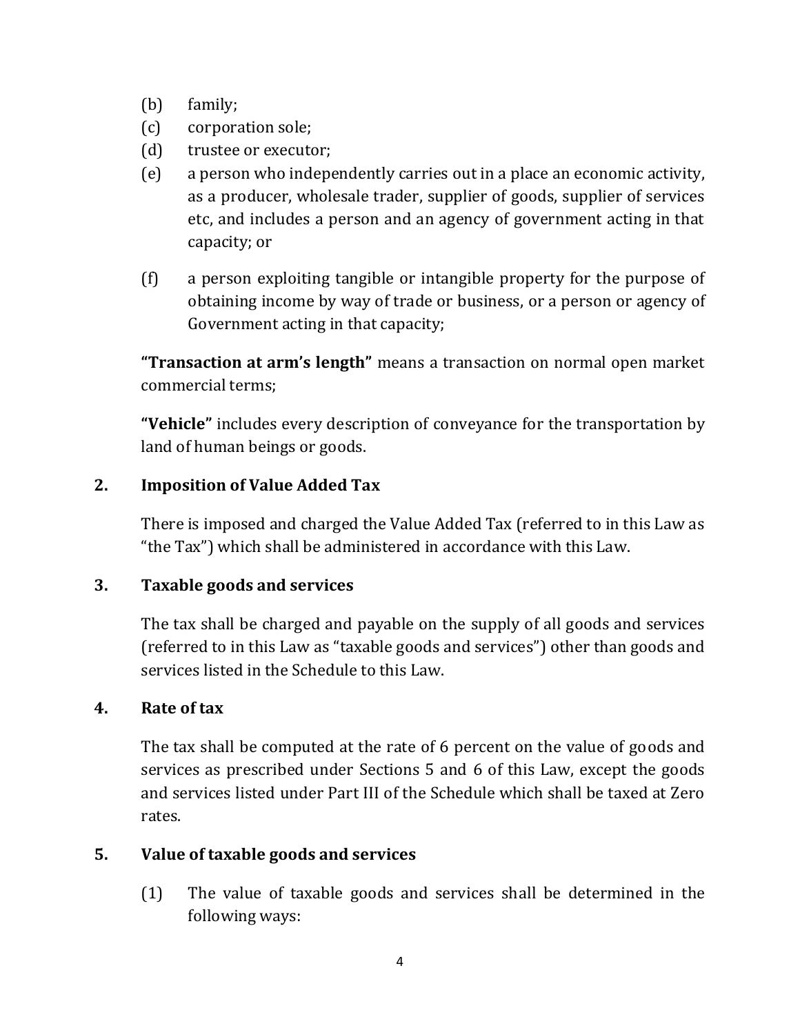(b) family;

(c) corporation sole;

(d) trustee or executor;

(e) a person who independently carries out in a place an economic activity, as a producer, wholesale trader, supplier of goods, supplier of services etc, and includes a person and an agency of government acting in that capacity; or

(f) a person exploiting tangible or intangible property for the purpose of obtaining income by way of trade or business, or a person or agency of Government acting in that capacity;

**"Transaction at arm's length"** means a transaction on normal open market commercial terms;

**"Vehicle"** includes every description of conveyance for the transportation by land of human beings or goods.

## 2. Imposition of Value Added Tax

There is imposed and charged the Value Added Tax (referred to in this Law as "the Tax") which shall be administered in accordance with this Law.

## 3. Taxable goods and services

The tax shall be charged and payable on the supply of all goods and services (referred to in this Law as "taxable goods and services") other than goods and services listed in the Schedule to this Law.

## 4. Rate of tax

The tax shall be computed at the rate of 6 percent on the value of goods and services as prescribed under Sections 5 and 6 of this Law, except the goods and services listed under Part III of the Schedule which shall be taxed at Zero rates.

## 5. Value of taxable goods and services

(1) The value of taxable goods and services shall be determined in the following ways: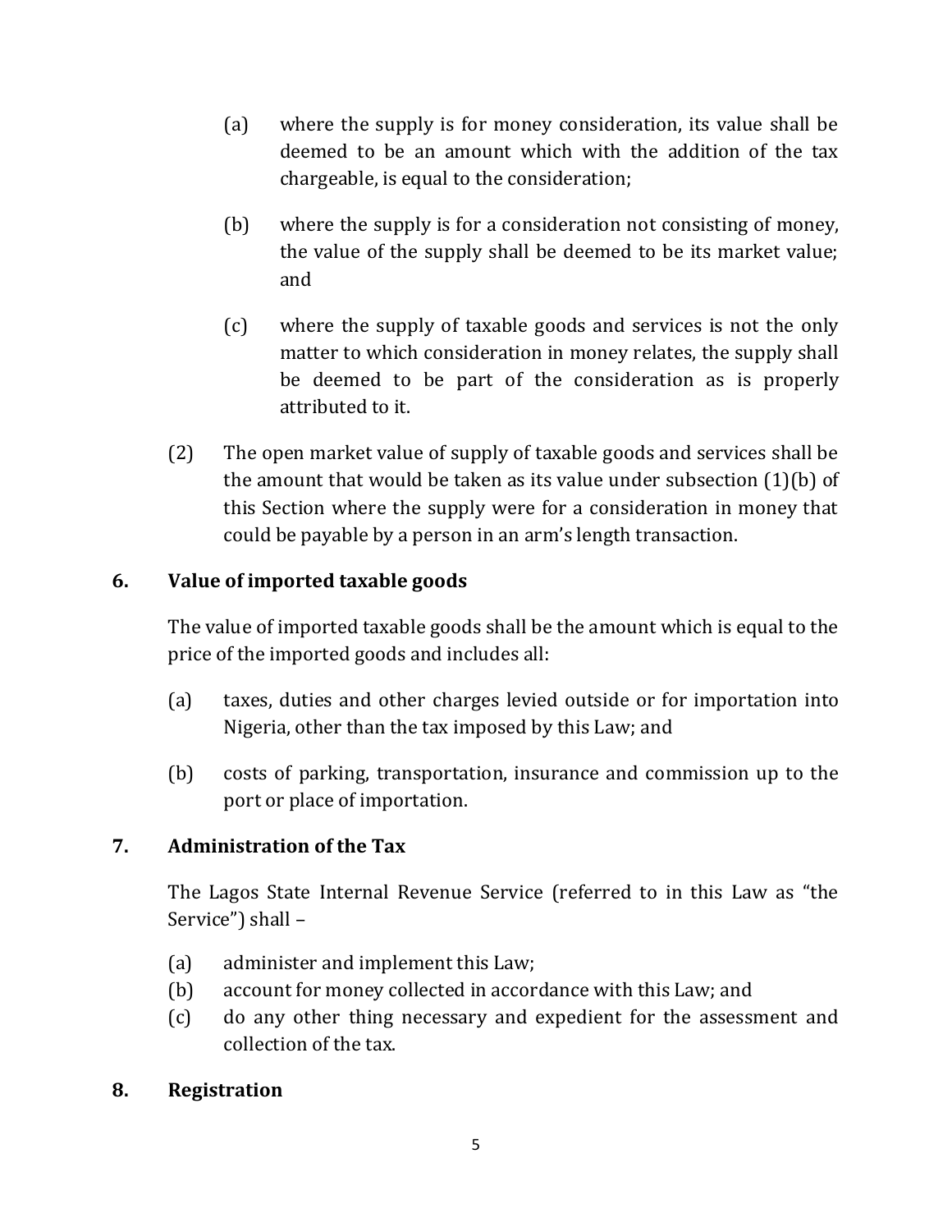(a) where the supply is for money consideration, its value shall be deemed to be an amount which with the addition of the tax chargeable, is equal to the consideration;

(b) where the supply is for a consideration not consisting of money, the value of the supply shall be deemed to be its market value; and

(c) where the supply of taxable goods and services is not the only matter to which consideration in money relates, the supply shall be deemed to be part of the consideration as is properly attributed to it.

(2) The open market value of supply of taxable goods and services shall be the amount that would be taken as its value under subsection (1)(b) of this Section where the supply were for a consideration in money that could be payable by a person in an arm's length transaction.

## 6. Value of imported taxable goods

The value of imported taxable goods shall be the amount which is equal to the price of the imported goods and includes all:

(a) taxes, duties and other charges levied outside or for importation into Nigeria, other than the tax imposed by this Law; and

(b) costs of parking, transportation, insurance and commission up to the port or place of importation.

## 7. Administration of the Tax

The Lagos State Internal Revenue Service (referred to in this Law as "the Service") shall –

(a) administer and implement this Law;
(b) account for money collected in accordance with this Law; and
(c) do any other thing necessary and expedient for the assessment and collection of the tax.

## 8. Registration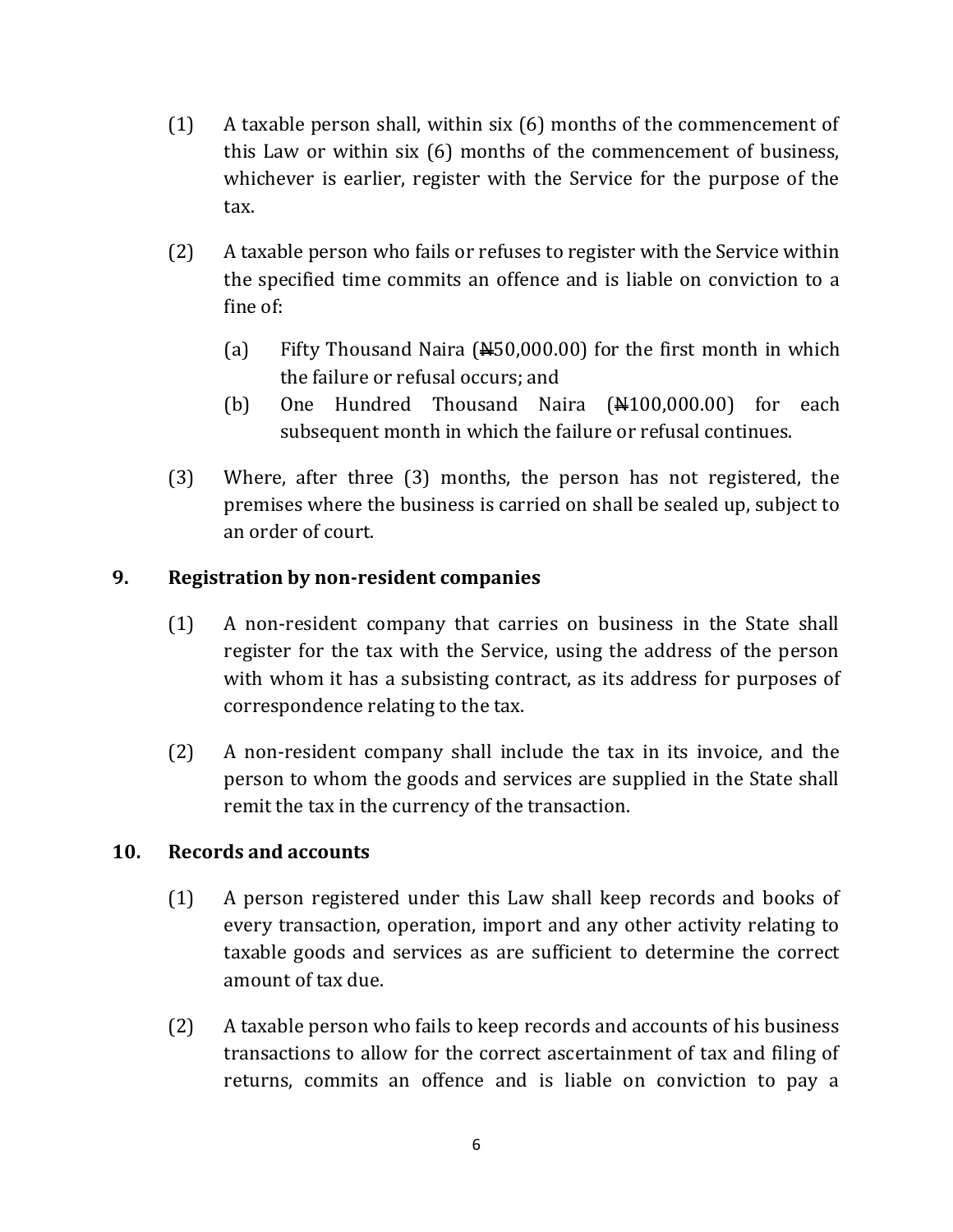(1) A taxable person shall, within six (6) months of the commencement of this Law or within six (6) months of the commencement of business, whichever is earlier, register with the Service for the purpose of the tax.

(2) A taxable person who fails or refuses to register with the Service within the specified time commits an offence and is liable on conviction to a fine of:

(a) Fifty Thousand Naira (₦50,000.00) for the first month in which the failure or refusal occurs; and

(b) One Hundred Thousand Naira (₦100,000.00) for each subsequent month in which the failure or refusal continues.

(3) Where, after three (3) months, the person has not registered, the premises where the business is carried on shall be sealed up, subject to an order of court.

**9. Registration by non-resident companies**

(1) A non-resident company that carries on business in the State shall register for the tax with the Service, using the address of the person with whom it has a subsisting contract, as its address for purposes of correspondence relating to the tax.

(2) A non-resident company shall include the tax in its invoice, and the person to whom the goods and services are supplied in the State shall remit the tax in the currency of the transaction.

**10. Records and accounts**

(1) A person registered under this Law shall keep records and books of every transaction, operation, import and any other activity relating to taxable goods and services as are sufficient to determine the correct amount of tax due.

(2) A taxable person who fails to keep records and accounts of his business transactions to allow for the correct ascertainment of tax and filing of returns, commits an offence and is liable on conviction to pay a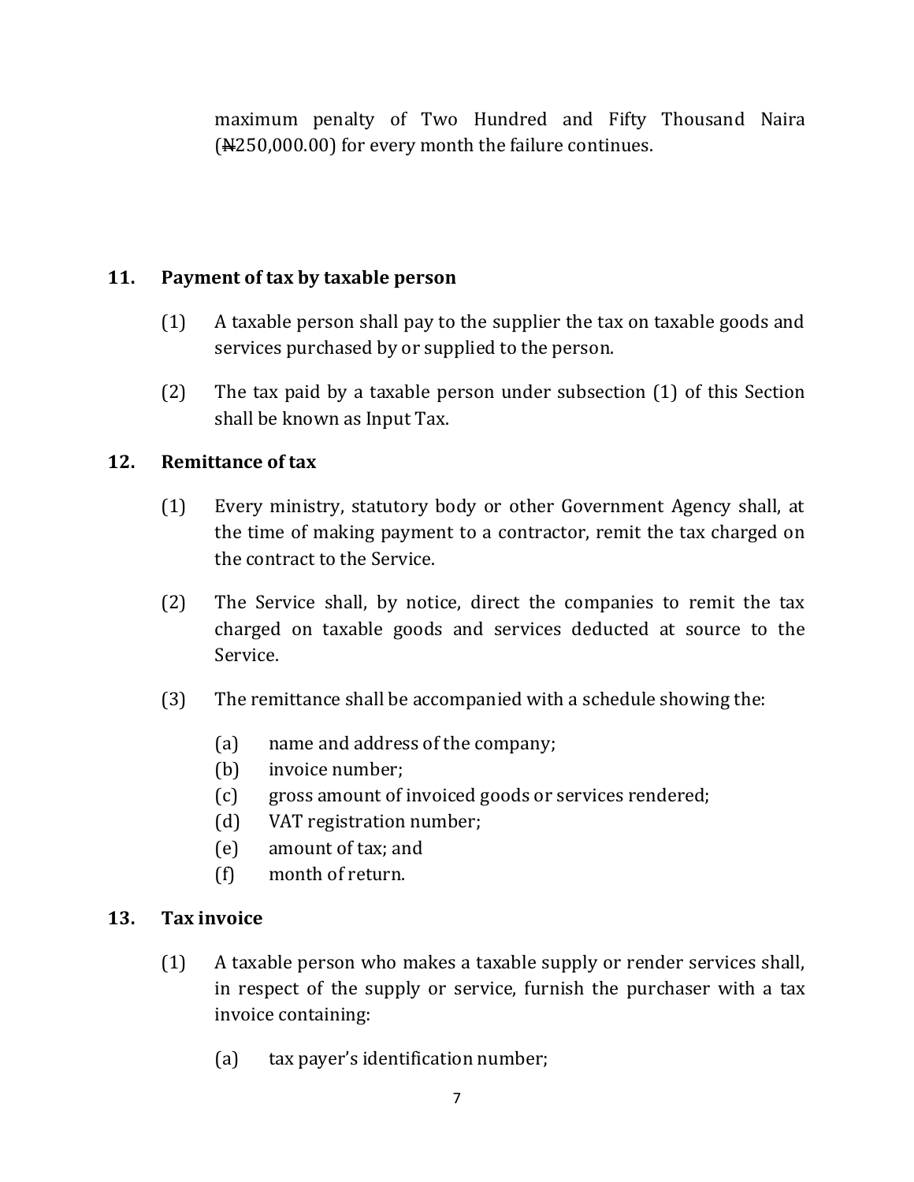maximum penalty of Two Hundred and Fifty Thousand Naira (₦250,000.00) for every month the failure continues.

**11. Payment of tax by taxable person**

(1) A taxable person shall pay to the supplier the tax on taxable goods and services purchased by or supplied to the person.

(2) The tax paid by a taxable person under subsection (1) of this Section shall be known as Input Tax.

**12. Remittance of tax**

(1) Every ministry, statutory body or other Government Agency shall, at the time of making payment to a contractor, remit the tax charged on the contract to the Service.

(2) The Service shall, by notice, direct the companies to remit the tax charged on taxable goods and services deducted at source to the Service.

(3) The remittance shall be accompanied with a schedule showing the:

(a) name and address of the company;
(b) invoice number;
(c) gross amount of invoiced goods or services rendered;
(d) VAT registration number;
(e) amount of tax; and
(f) month of return.

**13. Tax invoice**

(1) A taxable person who makes a taxable supply or render services shall, in respect of the supply or service, furnish the purchaser with a tax invoice containing:

(a) tax payer's identification number;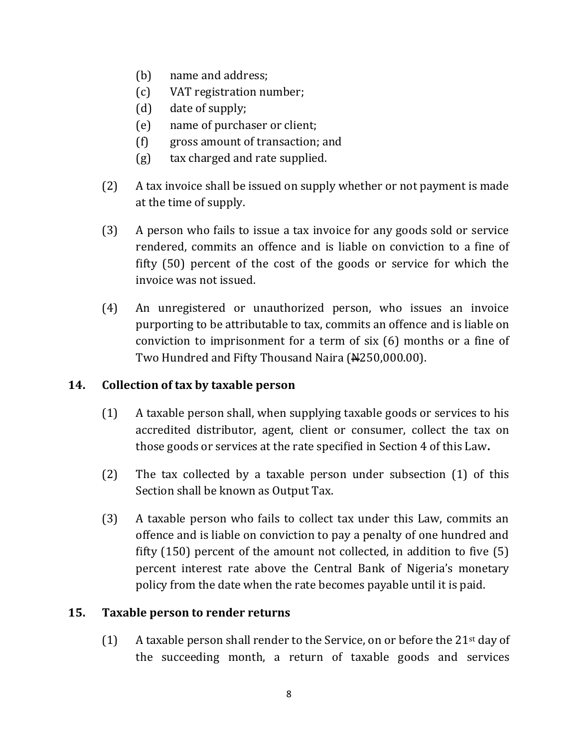(b) name and address;
(c) VAT registration number;
(d) date of supply;
(e) name of purchaser or client;
(f) gross amount of transaction; and
(g) tax charged and rate supplied.

(2) A tax invoice shall be issued on supply whether or not payment is made at the time of supply.

(3) A person who fails to issue a tax invoice for any goods sold or service rendered, commits an offence and is liable on conviction to a fine of fifty (50) percent of the cost of the goods or service for which the invoice was not issued.

(4) An unregistered or unauthorized person, who issues an invoice purporting to be attributable to tax, commits an offence and is liable on conviction to imprisonment for a term of six (6) months or a fine of Two Hundred and Fifty Thousand Naira (₦250,000.00).

## 14. Collection of tax by taxable person

(1) A taxable person shall, when supplying taxable goods or services to his accredited distributor, agent, client or consumer, collect the tax on those goods or services at the rate specified in Section 4 of this Law**.**

(2) The tax collected by a taxable person under subsection (1) of this Section shall be known as Output Tax.

(3) A taxable person who fails to collect tax under this Law, commits an offence and is liable on conviction to pay a penalty of one hundred and fifty (150) percent of the amount not collected, in addition to five (5) percent interest rate above the Central Bank of Nigeria's monetary policy from the date when the rate becomes payable until it is paid.

## 15. Taxable person to render returns

(1) A taxable person shall render to the Service, on or before the 21st day of the succeeding month, a return of taxable goods and services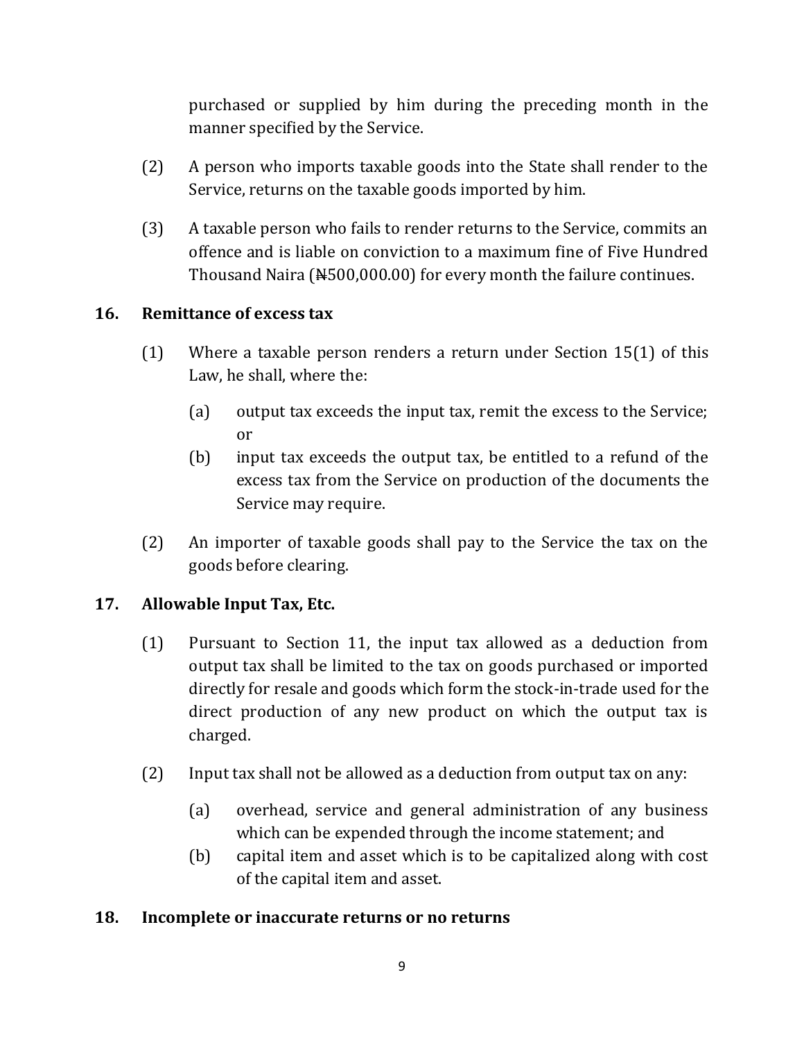purchased or supplied by him during the preceding month in the manner specified by the Service.

(2) A person who imports taxable goods into the State shall render to the Service, returns on the taxable goods imported by him.

(3) A taxable person who fails to render returns to the Service, commits an offence and is liable on conviction to a maximum fine of Five Hundred Thousand Naira (₦500,000.00) for every month the failure continues.

## 16. Remittance of excess tax

(1) Where a taxable person renders a return under Section 15(1) of this Law, he shall, where the:

- (a) output tax exceeds the input tax, remit the excess to the Service; or
- (b) input tax exceeds the output tax, be entitled to a refund of the excess tax from the Service on production of the documents the Service may require.

(2) An importer of taxable goods shall pay to the Service the tax on the goods before clearing.

## 17. Allowable Input Tax, Etc.

(1) Pursuant to Section 11, the input tax allowed as a deduction from output tax shall be limited to the tax on goods purchased or imported directly for resale and goods which form the stock-in-trade used for the direct production of any new product on which the output tax is charged.

(2) Input tax shall not be allowed as a deduction from output tax on any:

- (a) overhead, service and general administration of any business which can be expended through the income statement; and
- (b) capital item and asset which is to be capitalized along with cost of the capital item and asset.

## 18. Incomplete or inaccurate returns or no returns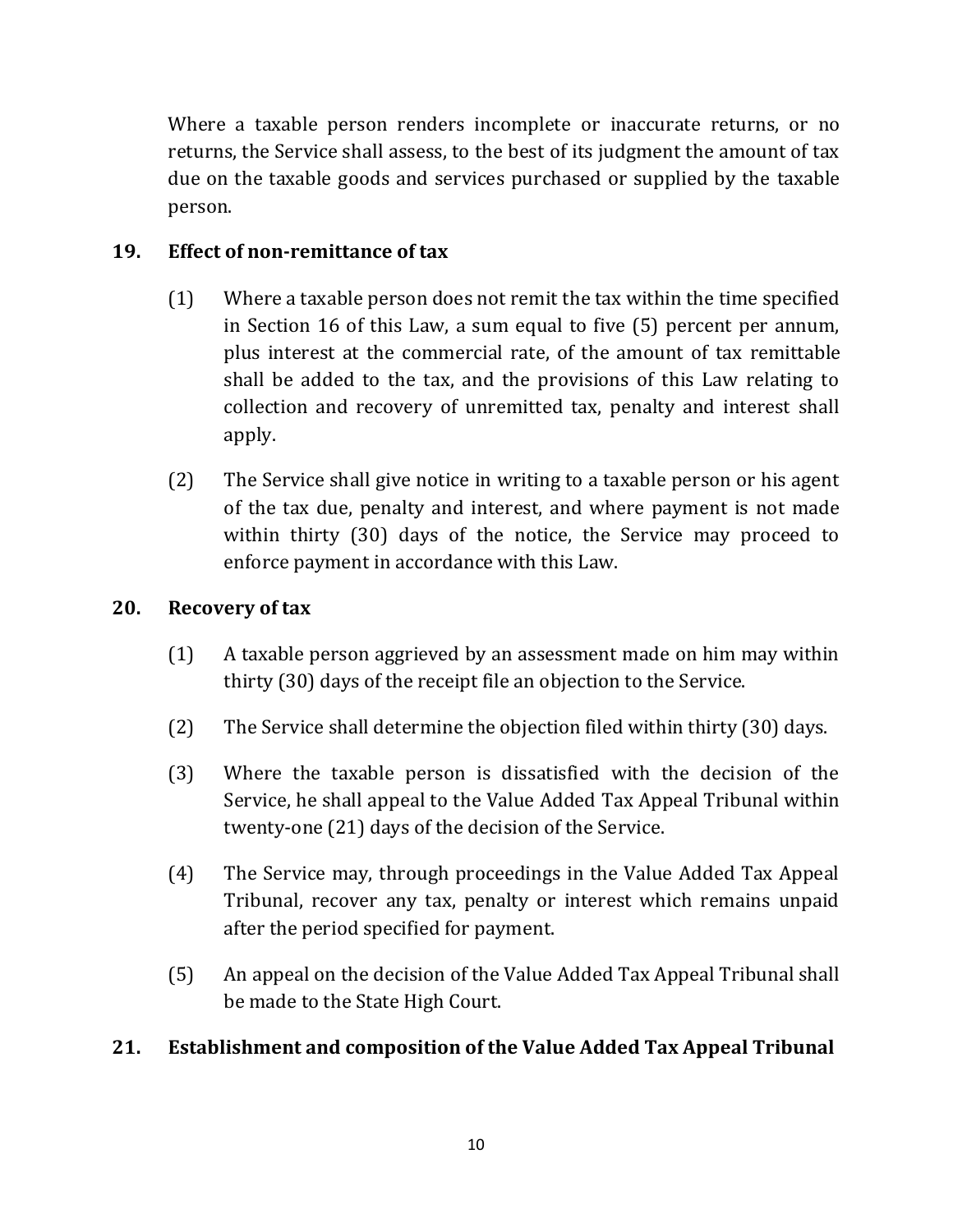Where a taxable person renders incomplete or inaccurate returns, or no returns, the Service shall assess, to the best of its judgment the amount of tax due on the taxable goods and services purchased or supplied by the taxable person.

## 19. Effect of non-remittance of tax

(1) Where a taxable person does not remit the tax within the time specified in Section 16 of this Law, a sum equal to five (5) percent per annum, plus interest at the commercial rate, of the amount of tax remittable shall be added to the tax, and the provisions of this Law relating to collection and recovery of unremitted tax, penalty and interest shall apply.

(2) The Service shall give notice in writing to a taxable person or his agent of the tax due, penalty and interest, and where payment is not made within thirty (30) days of the notice, the Service may proceed to enforce payment in accordance with this Law.

## 20. Recovery of tax

(1) A taxable person aggrieved by an assessment made on him may within thirty (30) days of the receipt file an objection to the Service.

(2) The Service shall determine the objection filed within thirty (30) days.

(3) Where the taxable person is dissatisfied with the decision of the Service, he shall appeal to the Value Added Tax Appeal Tribunal within twenty-one (21) days of the decision of the Service.

(4) The Service may, through proceedings in the Value Added Tax Appeal Tribunal, recover any tax, penalty or interest which remains unpaid after the period specified for payment.

(5) An appeal on the decision of the Value Added Tax Appeal Tribunal shall be made to the State High Court.

## 21. Establishment and composition of the Value Added Tax Appeal Tribunal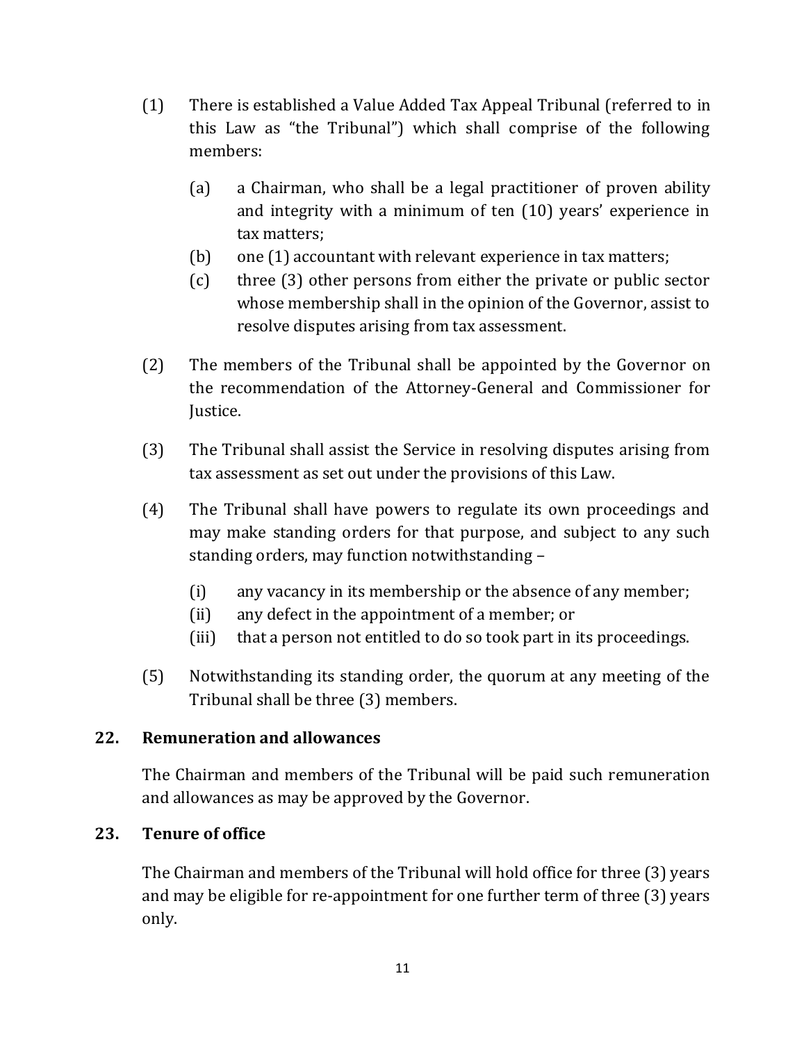(1) There is established a Value Added Tax Appeal Tribunal (referred to in this Law as "the Tribunal") which shall comprise of the following members:

   (a) a Chairman, who shall be a legal practitioner of proven ability and integrity with a minimum of ten (10) years' experience in tax matters;
   (b) one (1) accountant with relevant experience in tax matters;
   (c) three (3) other persons from either the private or public sector whose membership shall in the opinion of the Governor, assist to resolve disputes arising from tax assessment.

(2) The members of the Tribunal shall be appointed by the Governor on the recommendation of the Attorney-General and Commissioner for Justice.

(3) The Tribunal shall assist the Service in resolving disputes arising from tax assessment as set out under the provisions of this Law.

(4) The Tribunal shall have powers to regulate its own proceedings and may make standing orders for that purpose, and subject to any such standing orders, may function notwithstanding –

   (i) any vacancy in its membership or the absence of any member;
   (ii) any defect in the appointment of a member; or
   (iii) that a person not entitled to do so took part in its proceedings.

(5) Notwithstanding its standing order, the quorum at any meeting of the Tribunal shall be three (3) members.

### 22. Remuneration and allowances

The Chairman and members of the Tribunal will be paid such remuneration and allowances as may be approved by the Governor.

### 23. Tenure of office

The Chairman and members of the Tribunal will hold office for three (3) years and may be eligible for re-appointment for one further term of three (3) years only.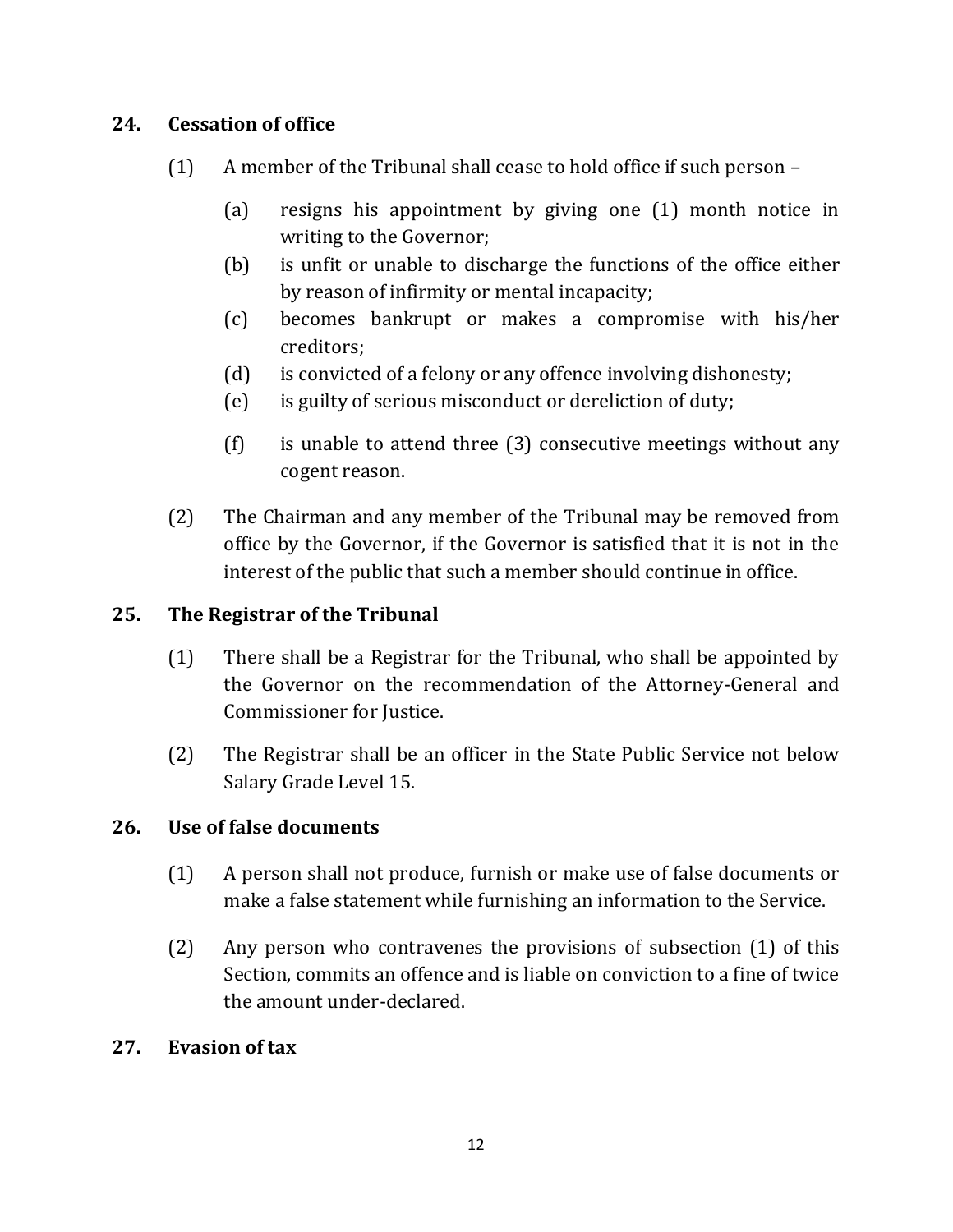## 24. Cessation of office

(1) A member of the Tribunal shall cease to hold office if such person –

(a) resigns his appointment by giving one (1) month notice in writing to the Governor;

(b) is unfit or unable to discharge the functions of the office either by reason of infirmity or mental incapacity;

(c) becomes bankrupt or makes a compromise with his/her creditors;

(d) is convicted of a felony or any offence involving dishonesty;

(e) is guilty of serious misconduct or dereliction of duty;

(f) is unable to attend three (3) consecutive meetings without any cogent reason.

(2) The Chairman and any member of the Tribunal may be removed from office by the Governor, if the Governor is satisfied that it is not in the interest of the public that such a member should continue in office.

## 25. The Registrar of the Tribunal

(1) There shall be a Registrar for the Tribunal, who shall be appointed by the Governor on the recommendation of the Attorney-General and Commissioner for Justice.

(2) The Registrar shall be an officer in the State Public Service not below Salary Grade Level 15.

## 26. Use of false documents

(1) A person shall not produce, furnish or make use of false documents or make a false statement while furnishing an information to the Service.

(2) Any person who contravenes the provisions of subsection (1) of this Section, commits an offence and is liable on conviction to a fine of twice the amount under-declared.

## 27. Evasion of tax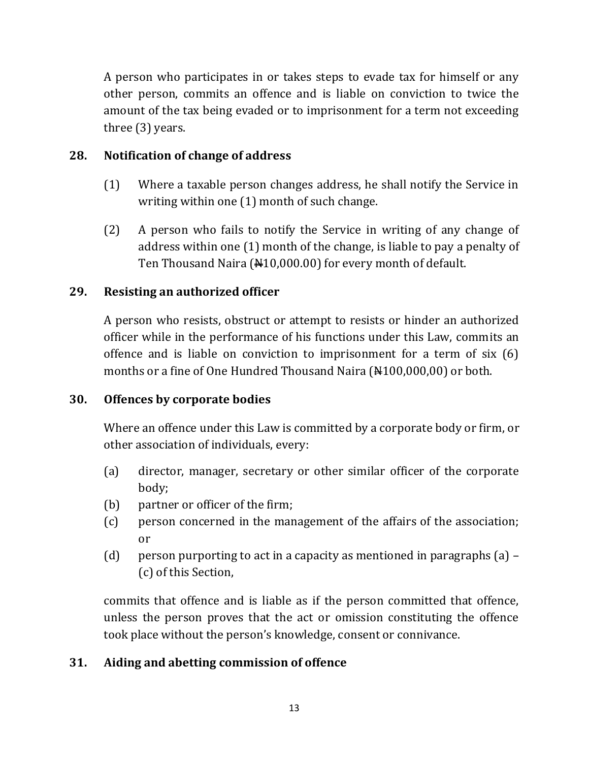A person who participates in or takes steps to evade tax for himself or any other person, commits an offence and is liable on conviction to twice the amount of the tax being evaded or to imprisonment for a term not exceeding three (3) years.

## 28. Notification of change of address

(1) Where a taxable person changes address, he shall notify the Service in writing within one (1) month of such change.

(2) A person who fails to notify the Service in writing of any change of address within one (1) month of the change, is liable to pay a penalty of Ten Thousand Naira (₦10,000.00) for every month of default.

## 29. Resisting an authorized officer

A person who resists, obstruct or attempt to resists or hinder an authorized officer while in the performance of his functions under this Law, commits an offence and is liable on conviction to imprisonment for a term of six (6) months or a fine of One Hundred Thousand Naira (₦100,000,00) or both.

## 30. Offences by corporate bodies

Where an offence under this Law is committed by a corporate body or firm, or other association of individuals, every:

(a) director, manager, secretary or other similar officer of the corporate body;
(b) partner or officer of the firm;
(c) person concerned in the management of the affairs of the association; or
(d) person purporting to act in a capacity as mentioned in paragraphs (a) – (c) of this Section,

commits that offence and is liable as if the person committed that offence, unless the person proves that the act or omission constituting the offence took place without the person's knowledge, consent or connivance.

## 31. Aiding and abetting commission of offence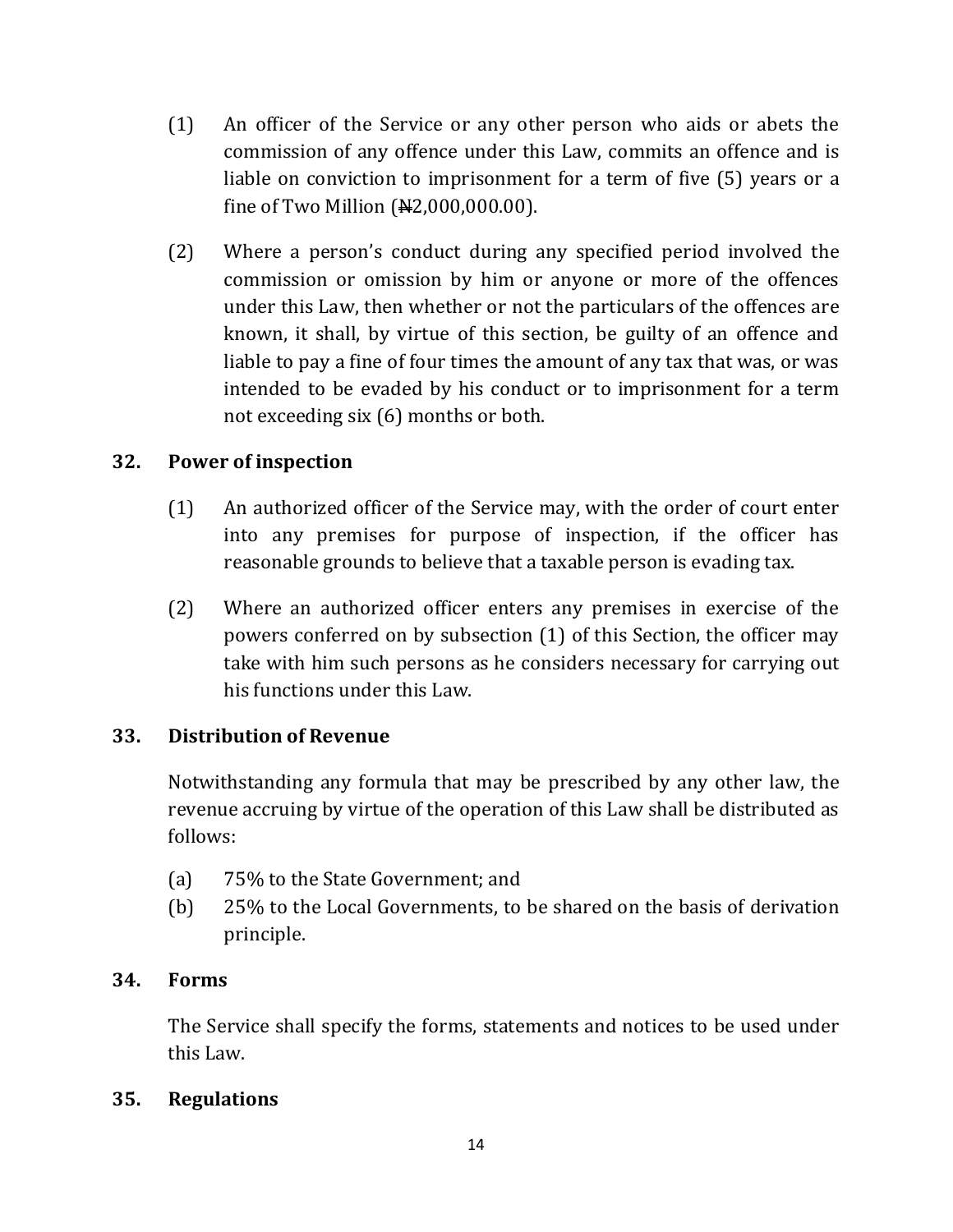(1) An officer of the Service or any other person who aids or abets the commission of any offence under this Law, commits an offence and is liable on conviction to imprisonment for a term of five (5) years or a fine of Two Million (₦2,000,000.00).

(2) Where a person's conduct during any specified period involved the commission or omission by him or anyone or more of the offences under this Law, then whether or not the particulars of the offences are known, it shall, by virtue of this section, be guilty of an offence and liable to pay a fine of four times the amount of any tax that was, or was intended to be evaded by his conduct or to imprisonment for a term not exceeding six (6) months or both.

## 32. Power of inspection

(1) An authorized officer of the Service may, with the order of court enter into any premises for purpose of inspection, if the officer has reasonable grounds to believe that a taxable person is evading tax.

(2) Where an authorized officer enters any premises in exercise of the powers conferred on by subsection (1) of this Section, the officer may take with him such persons as he considers necessary for carrying out his functions under this Law.

## 33. Distribution of Revenue

Notwithstanding any formula that may be prescribed by any other law, the revenue accruing by virtue of the operation of this Law shall be distributed as follows:

(a) 75% to the State Government; and
(b) 25% to the Local Governments, to be shared on the basis of derivation principle.

## 34. Forms

The Service shall specify the forms, statements and notices to be used under this Law.

## 35. Regulations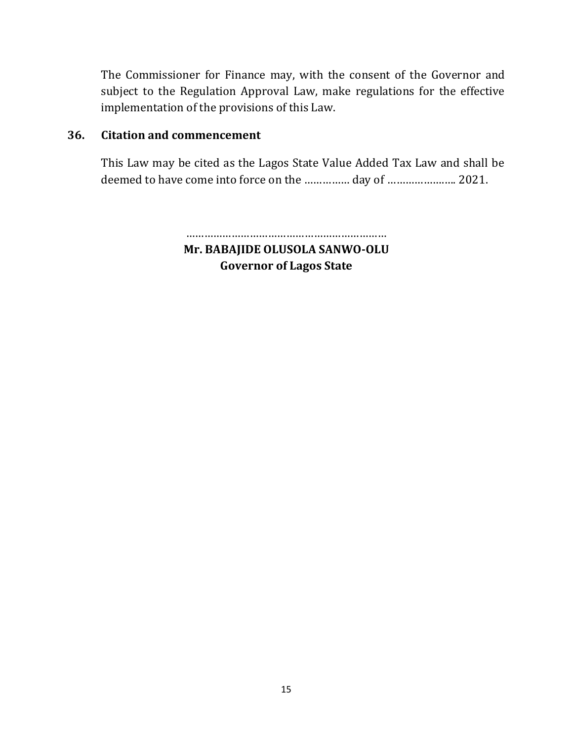The Commissioner for Finance may, with the consent of the Governor and subject to the Regulation Approval Law, make regulations for the effective implementation of the provisions of this Law.

## 36. Citation and commencement

This Law may be cited as the Lagos State Value Added Tax Law and shall be deemed to have come into force on the …………… day of ………………….. 2021.

…………………………………………………………

**Mr. BABAJIDE OLUSOLA SANWO-OLU**
**Governor of Lagos State**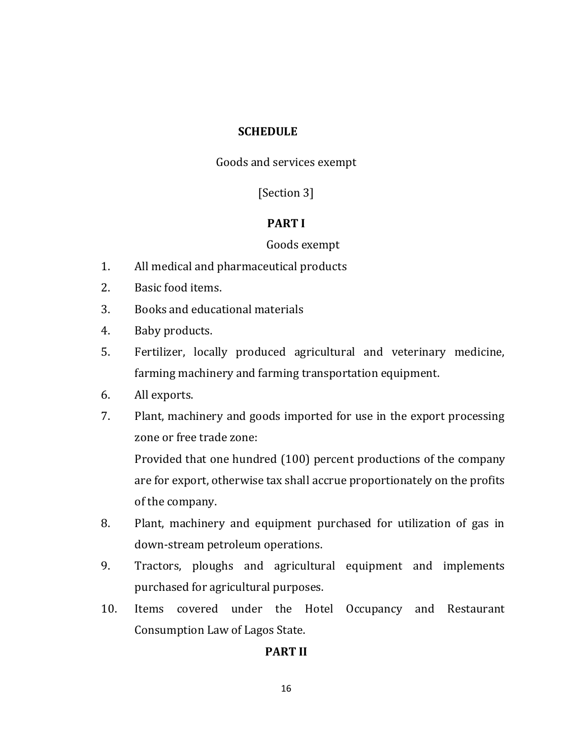## SCHEDULE

Goods and services exempt

[Section 3]

### PART I

Goods exempt

1. All medical and pharmaceutical products
2. Basic food items.
3. Books and educational materials
4. Baby products.
5. Fertilizer, locally produced agricultural and veterinary medicine, farming machinery and farming transportation equipment.
6. All exports.
7. Plant, machinery and goods imported for use in the export processing zone or free trade zone:

   Provided that one hundred (100) percent productions of the company are for export, otherwise tax shall accrue proportionately on the profits of the company.
8. Plant, machinery and equipment purchased for utilization of gas in down-stream petroleum operations.
9. Tractors, ploughs and agricultural equipment and implements purchased for agricultural purposes.
10. Items covered under the Hotel Occupancy and Restaurant Consumption Law of Lagos State.

### PART II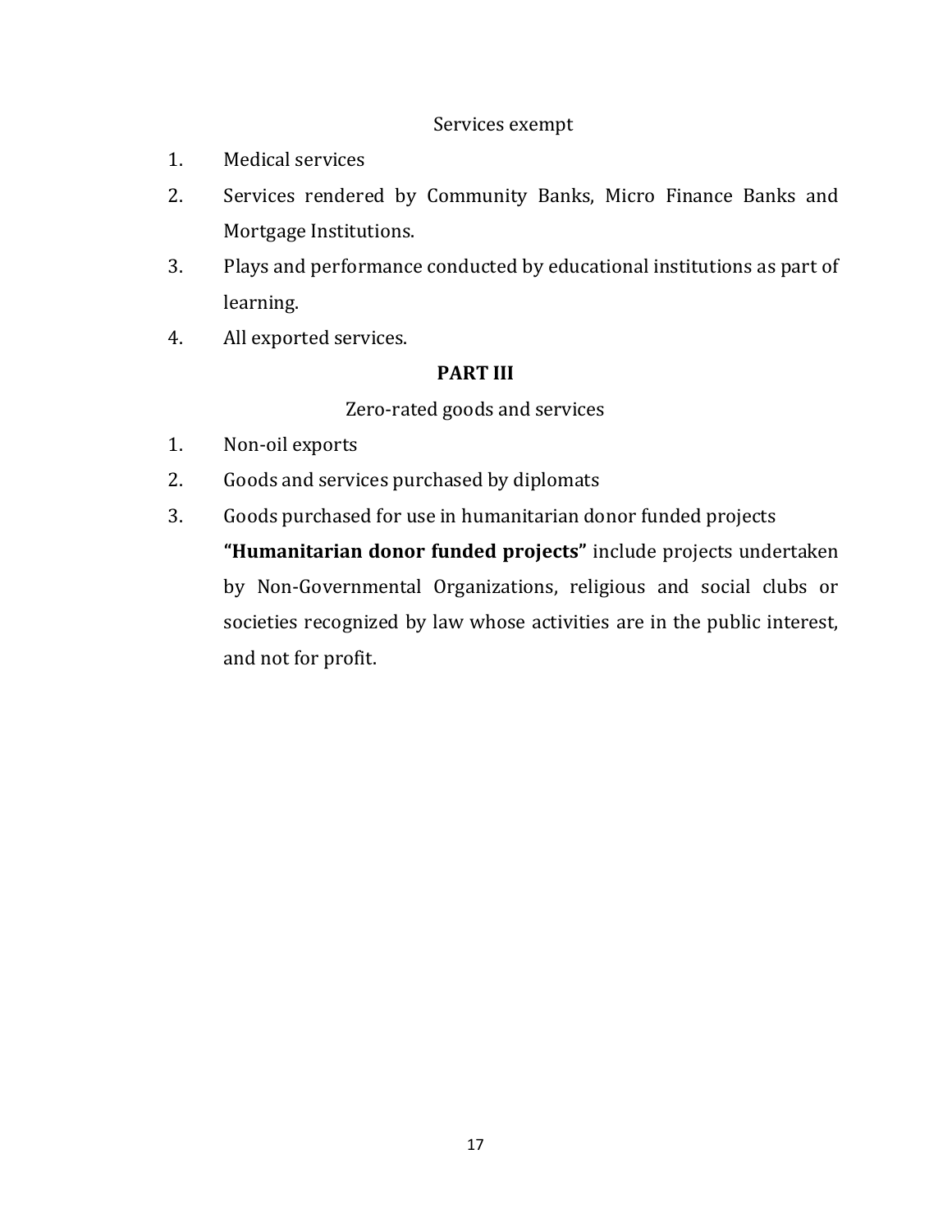Services exempt

1. Medical services
2. Services rendered by Community Banks, Micro Finance Banks and Mortgage Institutions.
3. Plays and performance conducted by educational institutions as part of learning.
4. All exported services.

## PART III

Zero-rated goods and services

1. Non-oil exports
2. Goods and services purchased by diplomats
3. Goods purchased for use in humanitarian donor funded projects

   **"Humanitarian donor funded projects"** include projects undertaken by Non-Governmental Organizations, religious and social clubs or societies recognized by law whose activities are in the public interest, and not for profit.